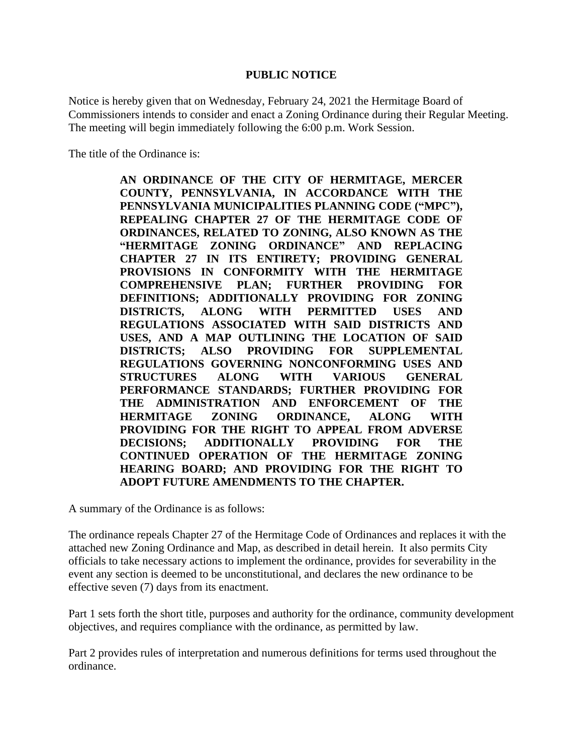# PUBLIC NOTICE

Notice is hereby given that on Wednesday, February 24, 2021 the Hermitage Board of Commissioners intends to consider and enact a Zoning Ordinance during their Regular Meeting. The meeting will begin immediately following the 6:00 p.m. Work Session.

The title of the Ordinance is:

> **AN ORDINANCE OF THE CITY OF HERMITAGE, MERCER COUNTY, PENNSYLVANIA, IN ACCORDANCE WITH THE PENNSYLVANIA MUNICIPALITIES PLANNING CODE ("MPC"), REPEALING CHAPTER 27 OF THE HERMITAGE CODE OF ORDINANCES, RELATED TO ZONING, ALSO KNOWN AS THE "HERMITAGE ZONING ORDINANCE" AND REPLACING CHAPTER 27 IN ITS ENTIRETY; PROVIDING GENERAL PROVISIONS IN CONFORMITY WITH THE HERMITAGE COMPREHENSIVE PLAN; FURTHER PROVIDING FOR DEFINITIONS; ADDITIONALLY PROVIDING FOR ZONING DISTRICTS, ALONG WITH PERMITTED USES AND REGULATIONS ASSOCIATED WITH SAID DISTRICTS AND USES, AND A MAP OUTLINING THE LOCATION OF SAID DISTRICTS; ALSO PROVIDING FOR SUPPLEMENTAL REGULATIONS GOVERNING NONCONFORMING USES AND STRUCTURES ALONG WITH VARIOUS GENERAL PERFORMANCE STANDARDS; FURTHER PROVIDING FOR THE ADMINISTRATION AND ENFORCEMENT OF THE HERMITAGE ZONING ORDINANCE, ALONG WITH PROVIDING FOR THE RIGHT TO APPEAL FROM ADVERSE DECISIONS; ADDITIONALLY PROVIDING FOR THE CONTINUED OPERATION OF THE HERMITAGE ZONING HEARING BOARD; AND PROVIDING FOR THE RIGHT TO ADOPT FUTURE AMENDMENTS TO THE CHAPTER.**

A summary of the Ordinance is as follows:

The ordinance repeals Chapter 27 of the Hermitage Code of Ordinances and replaces it with the attached new Zoning Ordinance and Map, as described in detail herein. It also permits City officials to take necessary actions to implement the ordinance, provides for severability in the event any section is deemed to be unconstitutional, and declares the new ordinance to be effective seven (7) days from its enactment.

Part 1 sets forth the short title, purposes and authority for the ordinance, community development objectives, and requires compliance with the ordinance, as permitted by law.

Part 2 provides rules of interpretation and numerous definitions for terms used throughout the ordinance.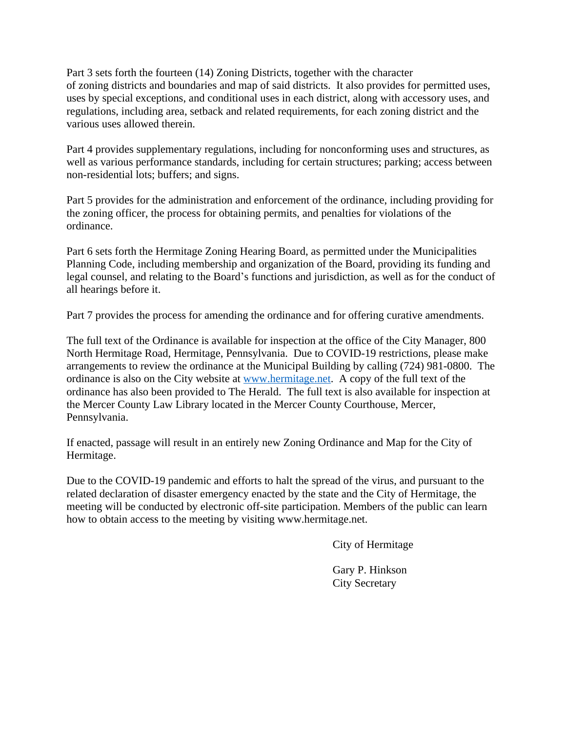Part 3 sets forth the fourteen (14) Zoning Districts, together with the character of zoning districts and boundaries and map of said districts. It also provides for permitted uses, uses by special exceptions, and conditional uses in each district, along with accessory uses, and regulations, including area, setback and related requirements, for each zoning district and the various uses allowed therein.

Part 4 provides supplementary regulations, including for nonconforming uses and structures, as well as various performance standards, including for certain structures; parking; access between non-residential lots; buffers; and signs.

Part 5 provides for the administration and enforcement of the ordinance, including providing for the zoning officer, the process for obtaining permits, and penalties for violations of the ordinance.

Part 6 sets forth the Hermitage Zoning Hearing Board, as permitted under the Municipalities Planning Code, including membership and organization of the Board, providing its funding and legal counsel, and relating to the Board's functions and jurisdiction, as well as for the conduct of all hearings before it.

Part 7 provides the process for amending the ordinance and for offering curative amendments.

The full text of the Ordinance is available for inspection at the office of the City Manager, 800 North Hermitage Road, Hermitage, Pennsylvania. Due to COVID-19 restrictions, please make arrangements to review the ordinance at the Municipal Building by calling (724) 981-0800. The ordinance is also on the City website at [www.hermitage.net](http://www.hermitage.net). A copy of the full text of the ordinance has also been provided to The Herald. The full text is also available for inspection at the Mercer County Law Library located in the Mercer County Courthouse, Mercer, Pennsylvania.

If enacted, passage will result in an entirely new Zoning Ordinance and Map for the City of Hermitage.

Due to the COVID-19 pandemic and efforts to halt the spread of the virus, and pursuant to the related declaration of disaster emergency enacted by the state and the City of Hermitage, the meeting will be conducted by electronic off-site participation. Members of the public can learn how to obtain access to the meeting by visiting www.hermitage.net.

City of Hermitage

Gary P. Hinkson
City Secretary